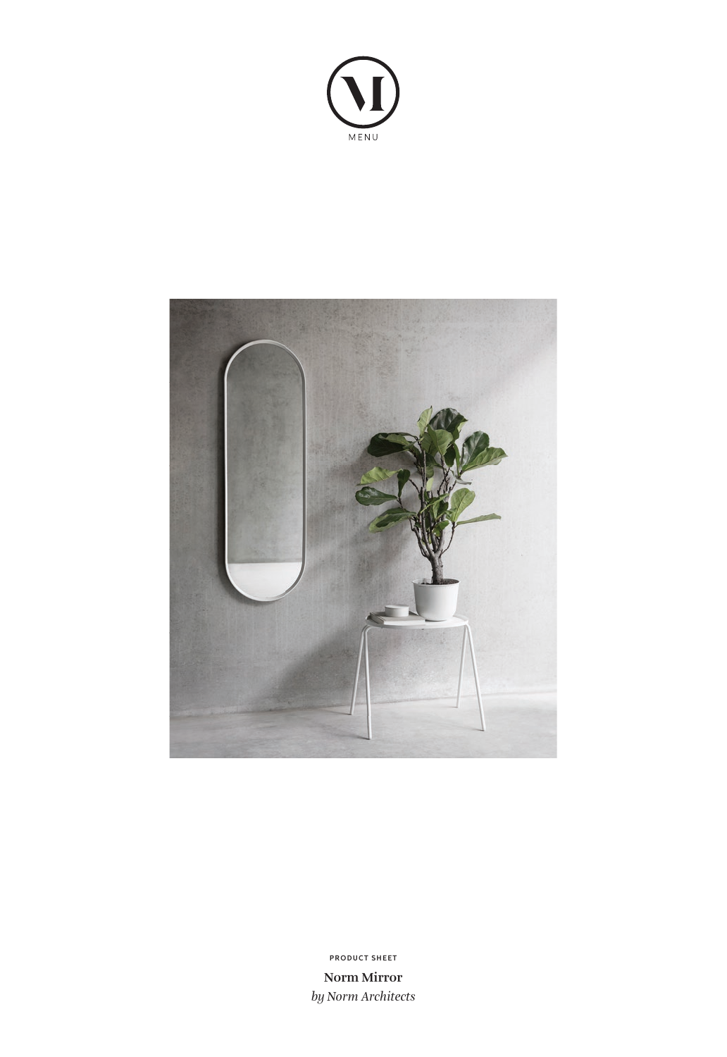MENU

PRODUCT SHEET

**Norm Mirror**

*by Norm Architects*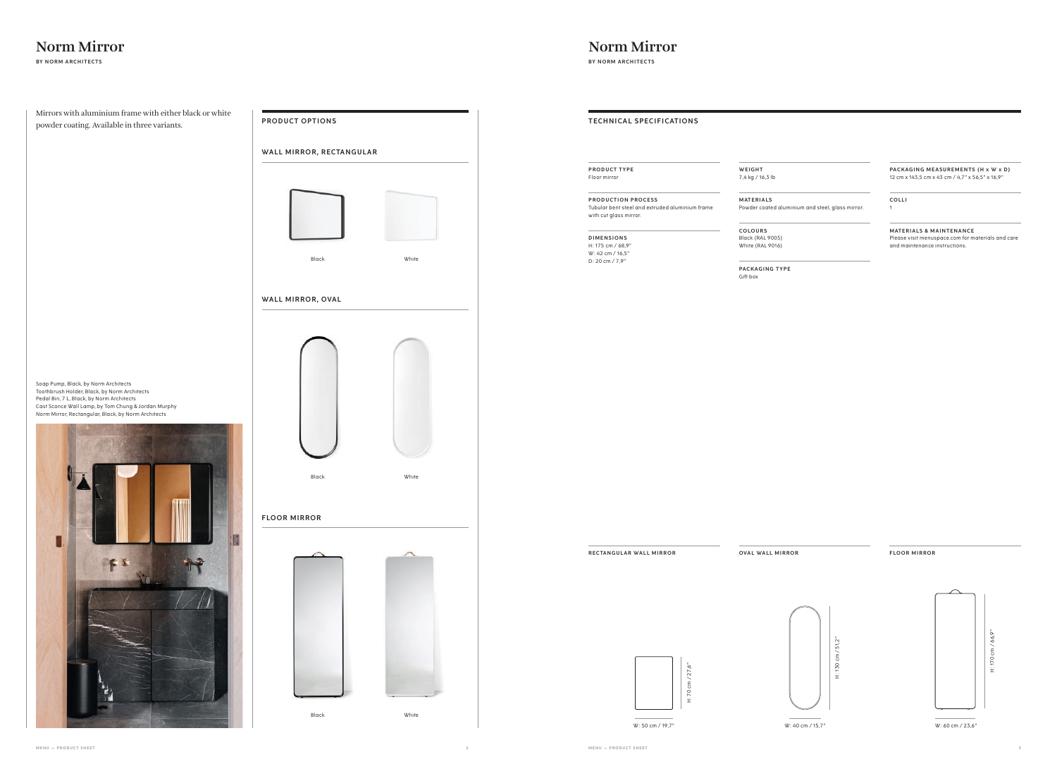# Norm Mirror

BY NORM ARCHITECTS

Mirrors with aluminium frame with either black or white powder coating. Available in three variants.

Soap Pump, Black, by Norm Architects
Toothbrush Holder, Black, by Norm Architects
Pedal Bin, 7 L, Black, by Norm Architects
Cast Sconce Wall Lamp, by Tom Chung & Jordan Murphy
Norm Mirror, Rectangular, Black, by Norm Architects

## PRODUCT OPTIONS

### WALL MIRROR, RECTANGULAR

Black

White

### WALL MIRROR, OVAL

Black

White

### FLOOR MIRROR

Black

White

# Norm Mirror

BY NORM ARCHITECTS

## TECHNICAL SPECIFICATIONS

**PRODUCT TYPE**
Floor mirror

**PRODUCTION PROCESS**
Tubular bent steel and extruded aluminium frame with cut glass mirror.

**DIMENSIONS**
H: 175 cm / 68,9"
W: 42 cm / 16,5"
D: 20 cm / 7,9"

**WEIGHT**
7,4 kg / 16,3 lb

**MATERIALS**
Powder coated aluminium and steel, glass mirror.

**COLOURS**
Black (RAL 9005)
White (RAL 9016)

**PACKAGING TYPE**
Gift box

**PACKAGING MEASUREMENTS (H x W x D)**
12 cm x 143,5 cm x 43 cm / 4,7" x 56,5" x 16,9"

**COLLI**
1

**MATERIALS & MAINTENANCE**
Please visit menuspace.com for materials and care and maintenance instructions.

**RECTANGULAR WALL MIRROR**

H: 70 cm / 27,6"
W: 50 cm / 19,7"

**OVAL WALL MIRROR**

H: 130 cm / 51,2"
W: 40 cm / 15,7"

**FLOOR MIRROR**

H: 170 cm / 66,9"
W: 60 cm / 23,6"